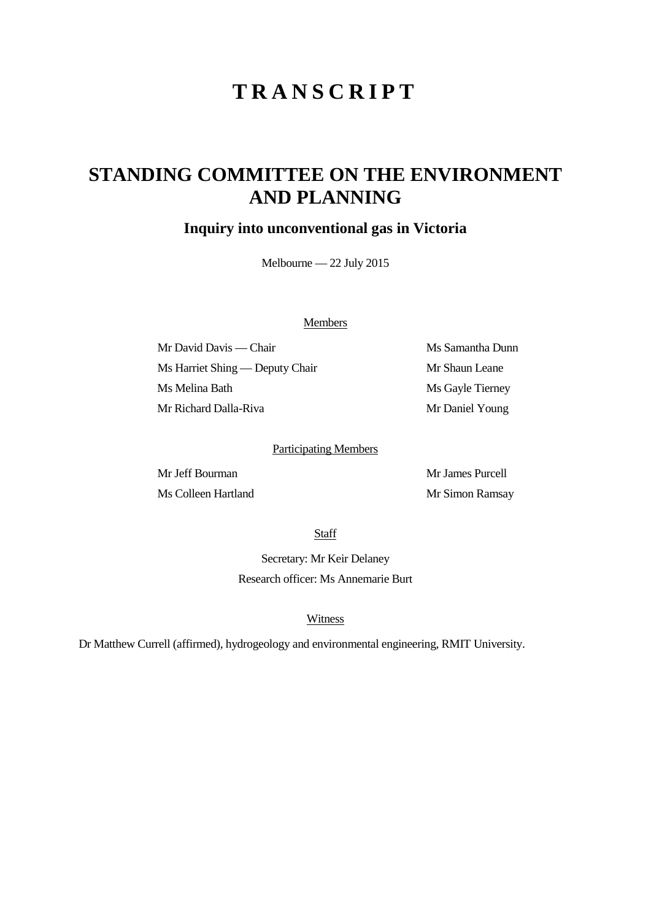# TRANSCRIPT

## STANDING COMMITTEE ON THE ENVIRONMENT AND PLANNING

### Inquiry into unconventional gas in Victoria

Melbourne — 22 July 2015

Members

Mr David Davis — Chair

Ms Harriet Shing — Deputy Chair

Ms Melina Bath

Mr Richard Dalla-Riva

Ms Samantha Dunn

Mr Shaun Leane

Ms Gayle Tierney

Mr Daniel Young

Participating Members

Mr Jeff Bourman

Ms Colleen Hartland

Mr James Purcell

Mr Simon Ramsay

Staff

Secretary: Mr Keir Delaney

Research officer: Ms Annemarie Burt

Witness

Dr Matthew Currell (affirmed), hydrogeology and environmental engineering, RMIT University.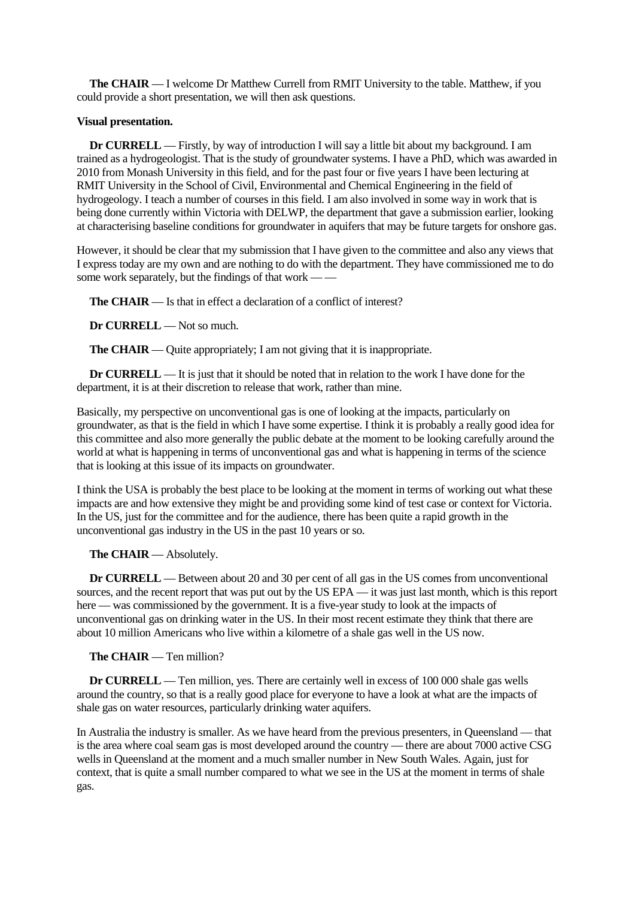**The CHAIR** — I welcome Dr Matthew Currell from RMIT University to the table. Matthew, if you could provide a short presentation, we will then ask questions.

**Visual presentation.**

**Dr CURRELL** — Firstly, by way of introduction I will say a little bit about my background. I am trained as a hydrogeologist. That is the study of groundwater systems. I have a PhD, which was awarded in 2010 from Monash University in this field, and for the past four or five years I have been lecturing at RMIT University in the School of Civil, Environmental and Chemical Engineering in the field of hydrogeology. I teach a number of courses in this field. I am also involved in some way in work that is being done currently within Victoria with DELWP, the department that gave a submission earlier, looking at characterising baseline conditions for groundwater in aquifers that may be future targets for onshore gas.

However, it should be clear that my submission that I have given to the committee and also any views that I express today are my own and are nothing to do with the department. They have commissioned me to do some work separately, but the findings of that work — —

**The CHAIR** — Is that in effect a declaration of a conflict of interest?

**Dr CURRELL** — Not so much.

**The CHAIR** — Quite appropriately; I am not giving that it is inappropriate.

**Dr CURRELL** — It is just that it should be noted that in relation to the work I have done for the department, it is at their discretion to release that work, rather than mine.

Basically, my perspective on unconventional gas is one of looking at the impacts, particularly on groundwater, as that is the field in which I have some expertise. I think it is probably a really good idea for this committee and also more generally the public debate at the moment to be looking carefully around the world at what is happening in terms of unconventional gas and what is happening in terms of the science that is looking at this issue of its impacts on groundwater.

I think the USA is probably the best place to be looking at the moment in terms of working out what these impacts are and how extensive they might be and providing some kind of test case or context for Victoria. In the US, just for the committee and for the audience, there has been quite a rapid growth in the unconventional gas industry in the US in the past 10 years or so.

**The CHAIR** — Absolutely.

**Dr CURRELL** — Between about 20 and 30 per cent of all gas in the US comes from unconventional sources, and the recent report that was put out by the US EPA — it was just last month, which is this report here — was commissioned by the government. It is a five-year study to look at the impacts of unconventional gas on drinking water in the US. In their most recent estimate they think that there are about 10 million Americans who live within a kilometre of a shale gas well in the US now.

**The CHAIR** — Ten million?

**Dr CURRELL** — Ten million, yes. There are certainly well in excess of 100 000 shale gas wells around the country, so that is a really good place for everyone to have a look at what are the impacts of shale gas on water resources, particularly drinking water aquifers.

In Australia the industry is smaller. As we have heard from the previous presenters, in Queensland — that is the area where coal seam gas is most developed around the country — there are about 7000 active CSG wells in Queensland at the moment and a much smaller number in New South Wales. Again, just for context, that is quite a small number compared to what we see in the US at the moment in terms of shale gas.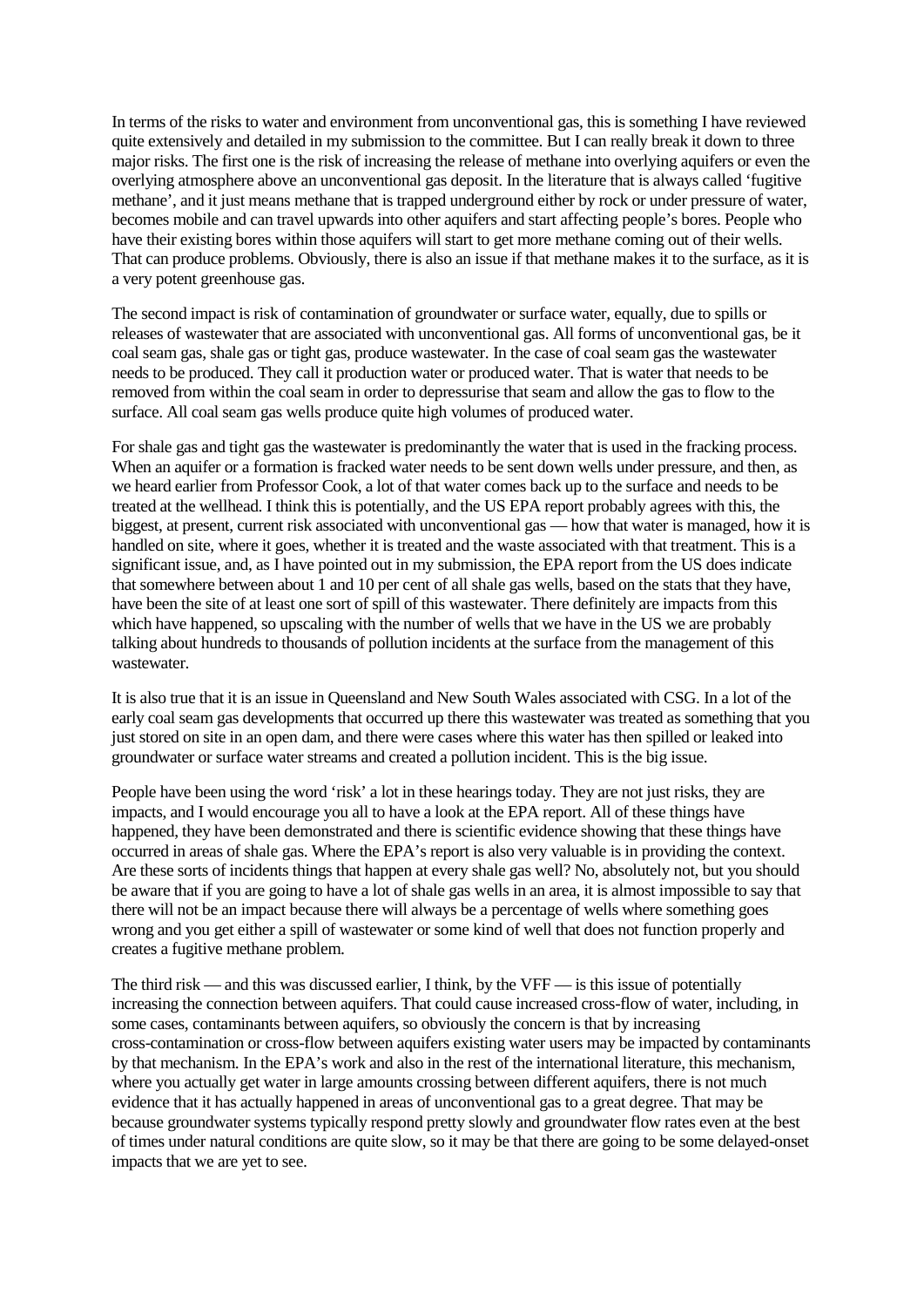In terms of the risks to water and environment from unconventional gas, this is something I have reviewed quite extensively and detailed in my submission to the committee. But I can really break it down to three major risks. The first one is the risk of increasing the release of methane into overlying aquifers or even the overlying atmosphere above an unconventional gas deposit. In the literature that is always called 'fugitive methane', and it just means methane that is trapped underground either by rock or under pressure of water, becomes mobile and can travel upwards into other aquifers and start affecting people's bores. People who have their existing bores within those aquifers will start to get more methane coming out of their wells. That can produce problems. Obviously, there is also an issue if that methane makes it to the surface, as it is a very potent greenhouse gas.

The second impact is risk of contamination of groundwater or surface water, equally, due to spills or releases of wastewater that are associated with unconventional gas. All forms of unconventional gas, be it coal seam gas, shale gas or tight gas, produce wastewater. In the case of coal seam gas the wastewater needs to be produced. They call it production water or produced water. That is water that needs to be removed from within the coal seam in order to depressurise that seam and allow the gas to flow to the surface. All coal seam gas wells produce quite high volumes of produced water.

For shale gas and tight gas the wastewater is predominantly the water that is used in the fracking process. When an aquifer or a formation is fracked water needs to be sent down wells under pressure, and then, as we heard earlier from Professor Cook, a lot of that water comes back up to the surface and needs to be treated at the wellhead. I think this is potentially, and the US EPA report probably agrees with this, the biggest, at present, current risk associated with unconventional gas — how that water is managed, how it is handled on site, where it goes, whether it is treated and the waste associated with that treatment. This is a significant issue, and, as I have pointed out in my submission, the EPA report from the US does indicate that somewhere between about 1 and 10 per cent of all shale gas wells, based on the stats that they have, have been the site of at least one sort of spill of this wastewater. There definitely are impacts from this which have happened, so upscaling with the number of wells that we have in the US we are probably talking about hundreds to thousands of pollution incidents at the surface from the management of this wastewater.

It is also true that it is an issue in Queensland and New South Wales associated with CSG. In a lot of the early coal seam gas developments that occurred up there this wastewater was treated as something that you just stored on site in an open dam, and there were cases where this water has then spilled or leaked into groundwater or surface water streams and created a pollution incident. This is the big issue.

People have been using the word 'risk' a lot in these hearings today. They are not just risks, they are impacts, and I would encourage you all to have a look at the EPA report. All of these things have happened, they have been demonstrated and there is scientific evidence showing that these things have occurred in areas of shale gas. Where the EPA's report is also very valuable is in providing the context. Are these sorts of incidents things that happen at every shale gas well? No, absolutely not, but you should be aware that if you are going to have a lot of shale gas wells in an area, it is almost impossible to say that there will not be an impact because there will always be a percentage of wells where something goes wrong and you get either a spill of wastewater or some kind of well that does not function properly and creates a fugitive methane problem.

The third risk — and this was discussed earlier, I think, by the VFF — is this issue of potentially increasing the connection between aquifers. That could cause increased cross-flow of water, including, in some cases, contaminants between aquifers, so obviously the concern is that by increasing cross-contamination or cross-flow between aquifers existing water users may be impacted by contaminants by that mechanism. In the EPA's work and also in the rest of the international literature, this mechanism, where you actually get water in large amounts crossing between different aquifers, there is not much evidence that it has actually happened in areas of unconventional gas to a great degree. That may be because groundwater systems typically respond pretty slowly and groundwater flow rates even at the best of times under natural conditions are quite slow, so it may be that there are going to be some delayed-onset impacts that we are yet to see.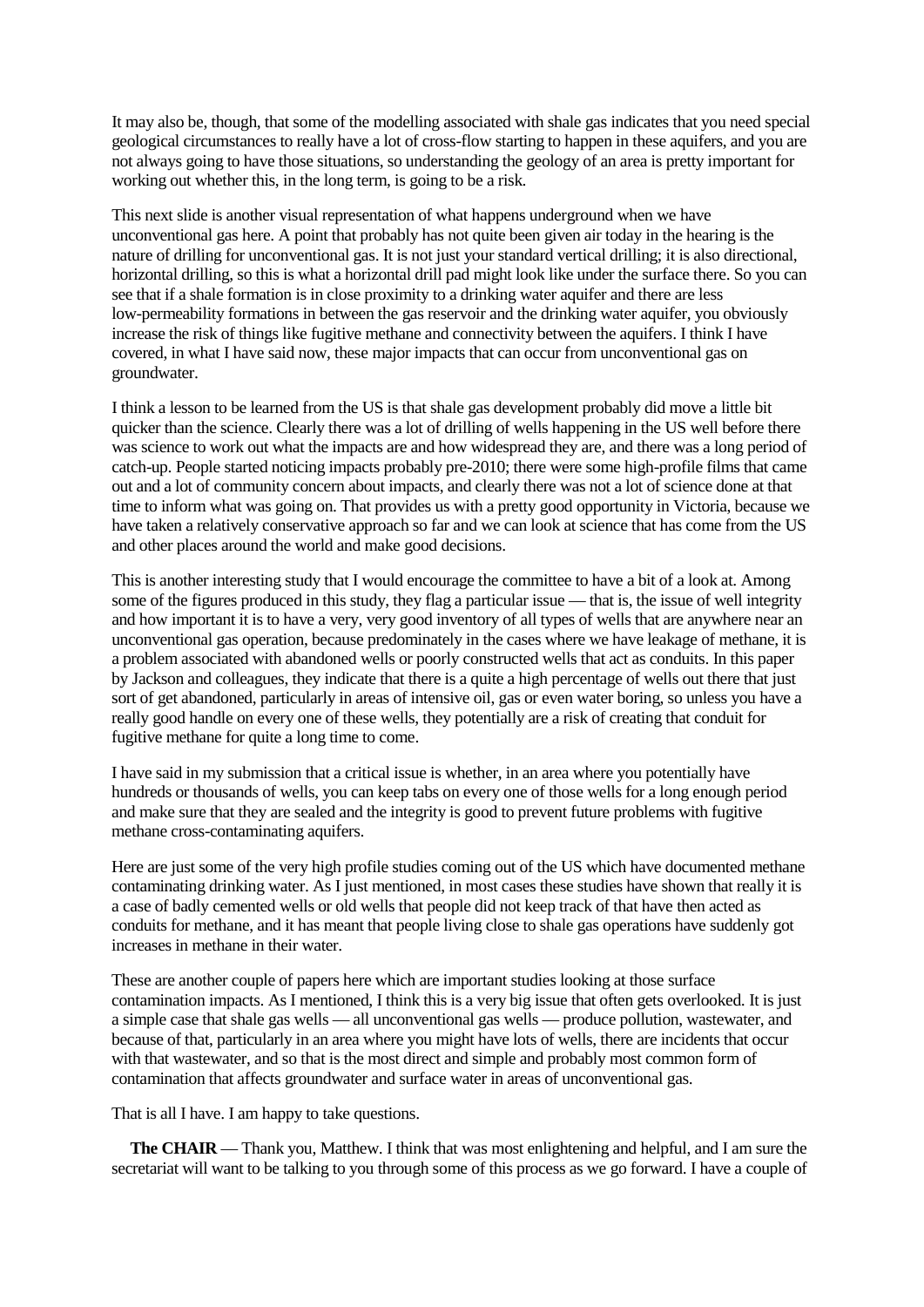It may also be, though, that some of the modelling associated with shale gas indicates that you need special geological circumstances to really have a lot of cross-flow starting to happen in these aquifers, and you are not always going to have those situations, so understanding the geology of an area is pretty important for working out whether this, in the long term, is going to be a risk.

This next slide is another visual representation of what happens underground when we have unconventional gas here. A point that probably has not quite been given air today in the hearing is the nature of drilling for unconventional gas. It is not just your standard vertical drilling; it is also directional, horizontal drilling, so this is what a horizontal drill pad might look like under the surface there. So you can see that if a shale formation is in close proximity to a drinking water aquifer and there are less low-permeability formations in between the gas reservoir and the drinking water aquifer, you obviously increase the risk of things like fugitive methane and connectivity between the aquifers. I think I have covered, in what I have said now, these major impacts that can occur from unconventional gas on groundwater.

I think a lesson to be learned from the US is that shale gas development probably did move a little bit quicker than the science. Clearly there was a lot of drilling of wells happening in the US well before there was science to work out what the impacts are and how widespread they are, and there was a long period of catch-up. People started noticing impacts probably pre-2010; there were some high-profile films that came out and a lot of community concern about impacts, and clearly there was not a lot of science done at that time to inform what was going on. That provides us with a pretty good opportunity in Victoria, because we have taken a relatively conservative approach so far and we can look at science that has come from the US and other places around the world and make good decisions.

This is another interesting study that I would encourage the committee to have a bit of a look at. Among some of the figures produced in this study, they flag a particular issue — that is, the issue of well integrity and how important it is to have a very, very good inventory of all types of wells that are anywhere near an unconventional gas operation, because predominately in the cases where we have leakage of methane, it is a problem associated with abandoned wells or poorly constructed wells that act as conduits. In this paper by Jackson and colleagues, they indicate that there is a quite a high percentage of wells out there that just sort of get abandoned, particularly in areas of intensive oil, gas or even water boring, so unless you have a really good handle on every one of these wells, they potentially are a risk of creating that conduit for fugitive methane for quite a long time to come.

I have said in my submission that a critical issue is whether, in an area where you potentially have hundreds or thousands of wells, you can keep tabs on every one of those wells for a long enough period and make sure that they are sealed and the integrity is good to prevent future problems with fugitive methane cross-contaminating aquifers.

Here are just some of the very high profile studies coming out of the US which have documented methane contaminating drinking water. As I just mentioned, in most cases these studies have shown that really it is a case of badly cemented wells or old wells that people did not keep track of that have then acted as conduits for methane, and it has meant that people living close to shale gas operations have suddenly got increases in methane in their water.

These are another couple of papers here which are important studies looking at those surface contamination impacts. As I mentioned, I think this is a very big issue that often gets overlooked. It is just a simple case that shale gas wells — all unconventional gas wells — produce pollution, wastewater, and because of that, particularly in an area where you might have lots of wells, there are incidents that occur with that wastewater, and so that is the most direct and simple and probably most common form of contamination that affects groundwater and surface water in areas of unconventional gas.

That is all I have. I am happy to take questions.

**The CHAIR** — Thank you, Matthew. I think that was most enlightening and helpful, and I am sure the secretariat will want to be talking to you through some of this process as we go forward. I have a couple of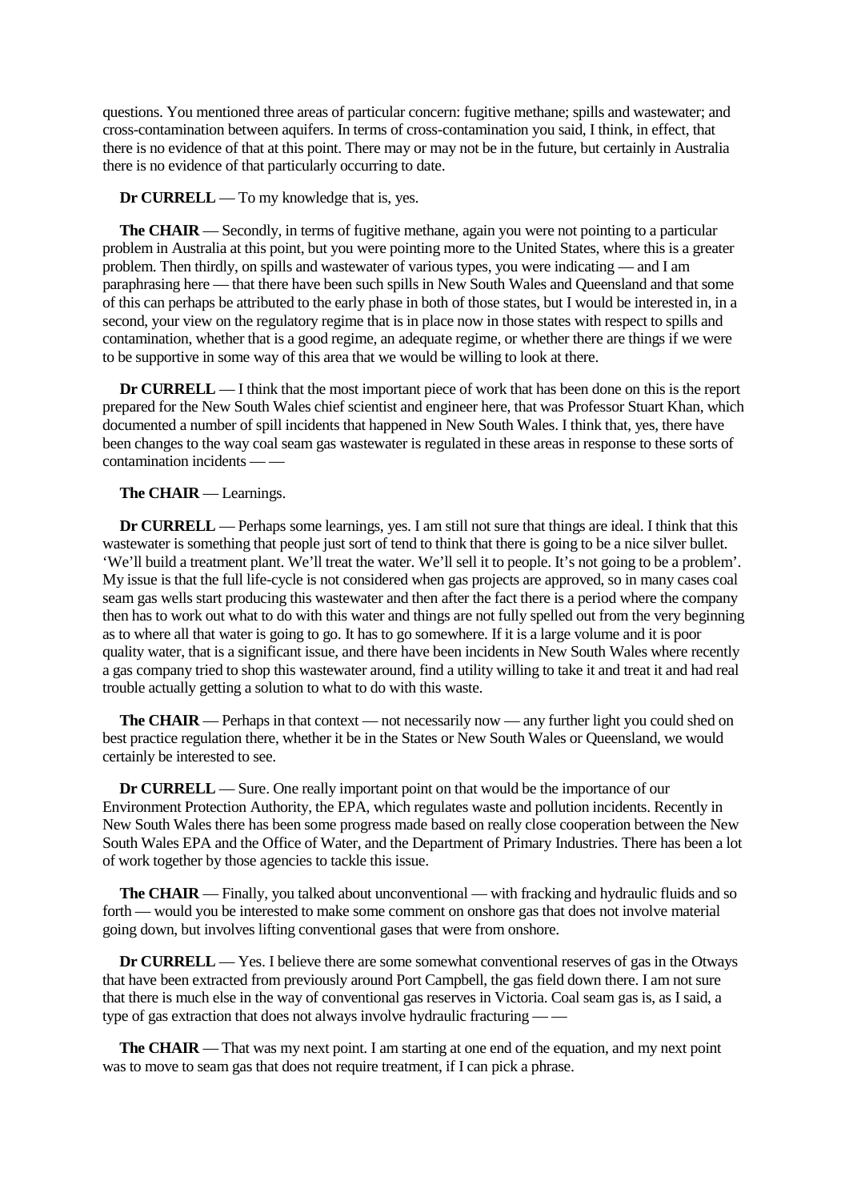questions. You mentioned three areas of particular concern: fugitive methane; spills and wastewater; and cross-contamination between aquifers. In terms of cross-contamination you said, I think, in effect, that there is no evidence of that at this point. There may or may not be in the future, but certainly in Australia there is no evidence of that particularly occurring to date.

**Dr CURRELL** — To my knowledge that is, yes.

**The CHAIR** — Secondly, in terms of fugitive methane, again you were not pointing to a particular problem in Australia at this point, but you were pointing more to the United States, where this is a greater problem. Then thirdly, on spills and wastewater of various types, you were indicating — and I am paraphrasing here — that there have been such spills in New South Wales and Queensland and that some of this can perhaps be attributed to the early phase in both of those states, but I would be interested in, in a second, your view on the regulatory regime that is in place now in those states with respect to spills and contamination, whether that is a good regime, an adequate regime, or whether there are things if we were to be supportive in some way of this area that we would be willing to look at there.

**Dr CURRELL** — I think that the most important piece of work that has been done on this is the report prepared for the New South Wales chief scientist and engineer here, that was Professor Stuart Khan, which documented a number of spill incidents that happened in New South Wales. I think that, yes, there have been changes to the way coal seam gas wastewater is regulated in these areas in response to these sorts of contamination incidents — —

**The CHAIR** — Learnings.

**Dr CURRELL** — Perhaps some learnings, yes. I am still not sure that things are ideal. I think that this wastewater is something that people just sort of tend to think that there is going to be a nice silver bullet. 'We'll build a treatment plant. We'll treat the water. We'll sell it to people. It's not going to be a problem'. My issue is that the full life-cycle is not considered when gas projects are approved, so in many cases coal seam gas wells start producing this wastewater and then after the fact there is a period where the company then has to work out what to do with this water and things are not fully spelled out from the very beginning as to where all that water is going to go. It has to go somewhere. If it is a large volume and it is poor quality water, that is a significant issue, and there have been incidents in New South Wales where recently a gas company tried to shop this wastewater around, find a utility willing to take it and treat it and had real trouble actually getting a solution to what to do with this waste.

**The CHAIR** — Perhaps in that context — not necessarily now — any further light you could shed on best practice regulation there, whether it be in the States or New South Wales or Queensland, we would certainly be interested to see.

**Dr CURRELL** — Sure. One really important point on that would be the importance of our Environment Protection Authority, the EPA, which regulates waste and pollution incidents. Recently in New South Wales there has been some progress made based on really close cooperation between the New South Wales EPA and the Office of Water, and the Department of Primary Industries. There has been a lot of work together by those agencies to tackle this issue.

**The CHAIR** — Finally, you talked about unconventional — with fracking and hydraulic fluids and so forth — would you be interested to make some comment on onshore gas that does not involve material going down, but involves lifting conventional gases that were from onshore.

**Dr CURRELL** — Yes. I believe there are some somewhat conventional reserves of gas in the Otways that have been extracted from previously around Port Campbell, the gas field down there. I am not sure that there is much else in the way of conventional gas reserves in Victoria. Coal seam gas is, as I said, a type of gas extraction that does not always involve hydraulic fracturing — —

**The CHAIR** — That was my next point. I am starting at one end of the equation, and my next point was to move to seam gas that does not require treatment, if I can pick a phrase.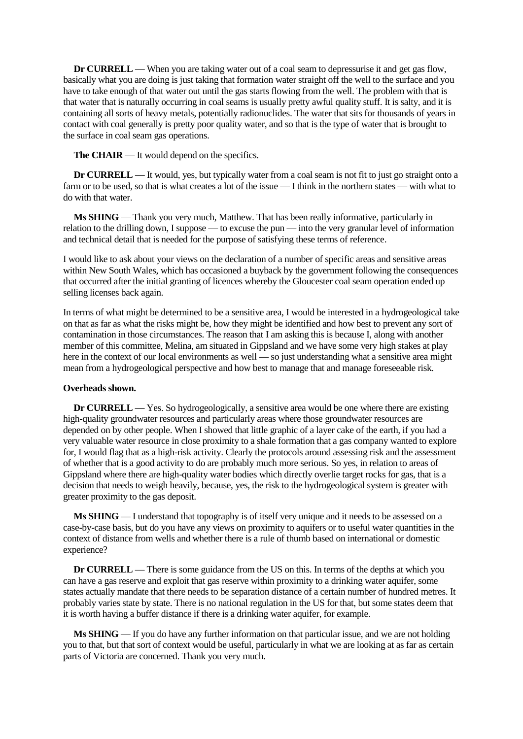**Dr CURRELL** — When you are taking water out of a coal seam to depressurise it and get gas flow, basically what you are doing is just taking that formation water straight off the well to the surface and you have to take enough of that water out until the gas starts flowing from the well. The problem with that is that water that is naturally occurring in coal seams is usually pretty awful quality stuff. It is salty, and it is containing all sorts of heavy metals, potentially radionuclides. The water that sits for thousands of years in contact with coal generally is pretty poor quality water, and so that is the type of water that is brought to the surface in coal seam gas operations.

**The CHAIR** — It would depend on the specifics.

**Dr CURRELL** — It would, yes, but typically water from a coal seam is not fit to just go straight onto a farm or to be used, so that is what creates a lot of the issue — I think in the northern states — with what to do with that water.

**Ms SHING** — Thank you very much, Matthew. That has been really informative, particularly in relation to the drilling down, I suppose — to excuse the pun — into the very granular level of information and technical detail that is needed for the purpose of satisfying these terms of reference.

I would like to ask about your views on the declaration of a number of specific areas and sensitive areas within New South Wales, which has occasioned a buyback by the government following the consequences that occurred after the initial granting of licences whereby the Gloucester coal seam operation ended up selling licenses back again.

In terms of what might be determined to be a sensitive area, I would be interested in a hydrogeological take on that as far as what the risks might be, how they might be identified and how best to prevent any sort of contamination in those circumstances. The reason that I am asking this is because I, along with another member of this committee, Melina, am situated in Gippsland and we have some very high stakes at play here in the context of our local environments as well — so just understanding what a sensitive area might mean from a hydrogeological perspective and how best to manage that and manage foreseeable risk.

**Overheads shown.**

**Dr CURRELL** — Yes. So hydrogeologically, a sensitive area would be one where there are existing high-quality groundwater resources and particularly areas where those groundwater resources are depended on by other people. When I showed that little graphic of a layer cake of the earth, if you had a very valuable water resource in close proximity to a shale formation that a gas company wanted to explore for, I would flag that as a high-risk activity. Clearly the protocols around assessing risk and the assessment of whether that is a good activity to do are probably much more serious. So yes, in relation to areas of Gippsland where there are high-quality water bodies which directly overlie target rocks for gas, that is a decision that needs to weigh heavily, because, yes, the risk to the hydrogeological system is greater with greater proximity to the gas deposit.

**Ms SHING** — I understand that topography is of itself very unique and it needs to be assessed on a case-by-case basis, but do you have any views on proximity to aquifers or to useful water quantities in the context of distance from wells and whether there is a rule of thumb based on international or domestic experience?

**Dr CURRELL** — There is some guidance from the US on this. In terms of the depths at which you can have a gas reserve and exploit that gas reserve within proximity to a drinking water aquifer, some states actually mandate that there needs to be separation distance of a certain number of hundred metres. It probably varies state by state. There is no national regulation in the US for that, but some states deem that it is worth having a buffer distance if there is a drinking water aquifer, for example.

**Ms SHING** — If you do have any further information on that particular issue, and we are not holding you to that, but that sort of context would be useful, particularly in what we are looking at as far as certain parts of Victoria are concerned. Thank you very much.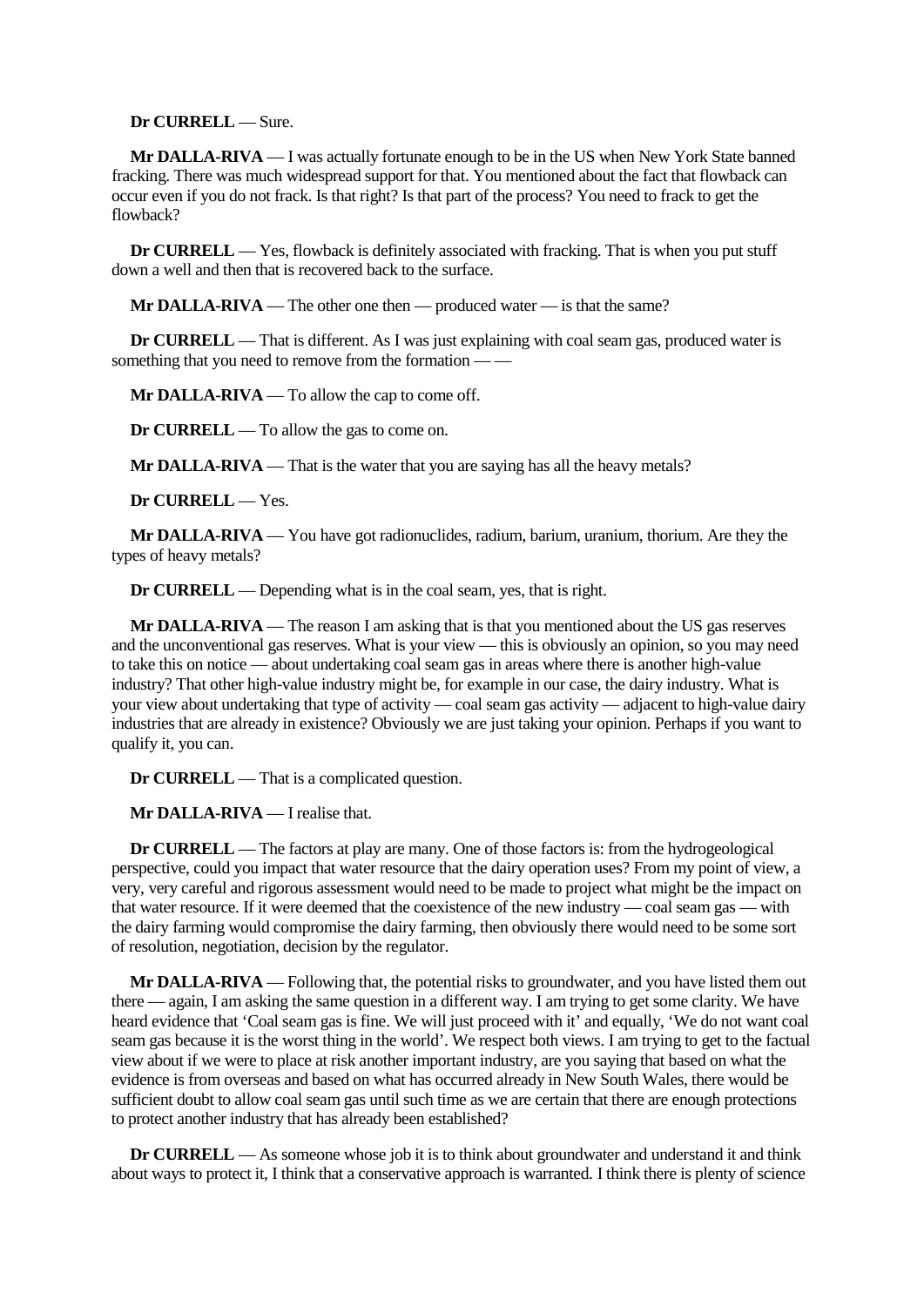**Dr CURRELL** — Sure.

**Mr DALLA-RIVA** — I was actually fortunate enough to be in the US when New York State banned fracking. There was much widespread support for that. You mentioned about the fact that flowback can occur even if you do not frack. Is that right? Is that part of the process? You need to frack to get the flowback?

**Dr CURRELL** — Yes, flowback is definitely associated with fracking. That is when you put stuff down a well and then that is recovered back to the surface.

**Mr DALLA-RIVA** — The other one then — produced water — is that the same?

**Dr CURRELL** — That is different. As I was just explaining with coal seam gas, produced water is something that you need to remove from the formation — —

**Mr DALLA-RIVA** — To allow the cap to come off.

**Dr CURRELL** — To allow the gas to come on.

**Mr DALLA-RIVA** — That is the water that you are saying has all the heavy metals?

**Dr CURRELL** — Yes.

**Mr DALLA-RIVA** — You have got radionuclides, radium, barium, uranium, thorium. Are they the types of heavy metals?

**Dr CURRELL** — Depending what is in the coal seam, yes, that is right.

**Mr DALLA-RIVA** — The reason I am asking that is that you mentioned about the US gas reserves and the unconventional gas reserves. What is your view — this is obviously an opinion, so you may need to take this on notice — about undertaking coal seam gas in areas where there is another high-value industry? That other high-value industry might be, for example in our case, the dairy industry. What is your view about undertaking that type of activity — coal seam gas activity — adjacent to high-value dairy industries that are already in existence? Obviously we are just taking your opinion. Perhaps if you want to qualify it, you can.

**Dr CURRELL** — That is a complicated question.

**Mr DALLA-RIVA** — I realise that.

**Dr CURRELL** — The factors at play are many. One of those factors is: from the hydrogeological perspective, could you impact that water resource that the dairy operation uses? From my point of view, a very, very careful and rigorous assessment would need to be made to project what might be the impact on that water resource. If it were deemed that the coexistence of the new industry — coal seam gas — with the dairy farming would compromise the dairy farming, then obviously there would need to be some sort of resolution, negotiation, decision by the regulator.

**Mr DALLA-RIVA** — Following that, the potential risks to groundwater, and you have listed them out there — again, I am asking the same question in a different way. I am trying to get some clarity. We have heard evidence that 'Coal seam gas is fine. We will just proceed with it' and equally, 'We do not want coal seam gas because it is the worst thing in the world'. We respect both views. I am trying to get to the factual view about if we were to place at risk another important industry, are you saying that based on what the evidence is from overseas and based on what has occurred already in New South Wales, there would be sufficient doubt to allow coal seam gas until such time as we are certain that there are enough protections to protect another industry that has already been established?

**Dr CURRELL** — As someone whose job it is to think about groundwater and understand it and think about ways to protect it, I think that a conservative approach is warranted. I think there is plenty of science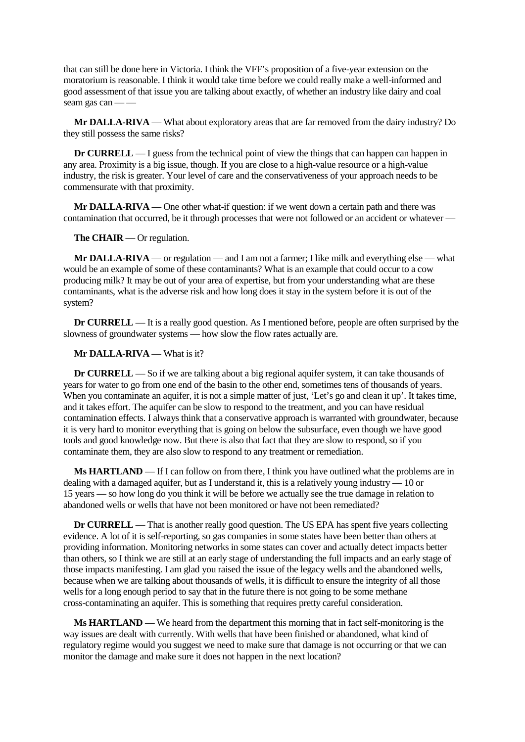that can still be done here in Victoria. I think the VFF's proposition of a five-year extension on the moratorium is reasonable. I think it would take time before we could really make a well-informed and good assessment of that issue you are talking about exactly, of whether an industry like dairy and coal seam gas can — —

**Mr DALLA-RIVA** — What about exploratory areas that are far removed from the dairy industry? Do they still possess the same risks?

**Dr CURRELL** — I guess from the technical point of view the things that can happen can happen in any area. Proximity is a big issue, though. If you are close to a high-value resource or a high-value industry, the risk is greater. Your level of care and the conservativeness of your approach needs to be commensurate with that proximity.

**Mr DALLA-RIVA** — One other what-if question: if we went down a certain path and there was contamination that occurred, be it through processes that were not followed or an accident or whatever —

**The CHAIR** — Or regulation.

**Mr DALLA-RIVA** — or regulation — and I am not a farmer; I like milk and everything else — what would be an example of some of these contaminants? What is an example that could occur to a cow producing milk? It may be out of your area of expertise, but from your understanding what are these contaminants, what is the adverse risk and how long does it stay in the system before it is out of the system?

**Dr CURRELL** — It is a really good question. As I mentioned before, people are often surprised by the slowness of groundwater systems — how slow the flow rates actually are.

**Mr DALLA-RIVA** — What is it?

**Dr CURRELL** — So if we are talking about a big regional aquifer system, it can take thousands of years for water to go from one end of the basin to the other end, sometimes tens of thousands of years. When you contaminate an aquifer, it is not a simple matter of just, 'Let's go and clean it up'. It takes time, and it takes effort. The aquifer can be slow to respond to the treatment, and you can have residual contamination effects. I always think that a conservative approach is warranted with groundwater, because it is very hard to monitor everything that is going on below the subsurface, even though we have good tools and good knowledge now. But there is also that fact that they are slow to respond, so if you contaminate them, they are also slow to respond to any treatment or remediation.

**Ms HARTLAND** — If I can follow on from there, I think you have outlined what the problems are in dealing with a damaged aquifer, but as I understand it, this is a relatively young industry — 10 or 15 years — so how long do you think it will be before we actually see the true damage in relation to abandoned wells or wells that have not been monitored or have not been remediated?

**Dr CURRELL** — That is another really good question. The US EPA has spent five years collecting evidence. A lot of it is self-reporting, so gas companies in some states have been better than others at providing information. Monitoring networks in some states can cover and actually detect impacts better than others, so I think we are still at an early stage of understanding the full impacts and an early stage of those impacts manifesting. I am glad you raised the issue of the legacy wells and the abandoned wells, because when we are talking about thousands of wells, it is difficult to ensure the integrity of all those wells for a long enough period to say that in the future there is not going to be some methane cross-contaminating an aquifer. This is something that requires pretty careful consideration.

**Ms HARTLAND** — We heard from the department this morning that in fact self-monitoring is the way issues are dealt with currently. With wells that have been finished or abandoned, what kind of regulatory regime would you suggest we need to make sure that damage is not occurring or that we can monitor the damage and make sure it does not happen in the next location?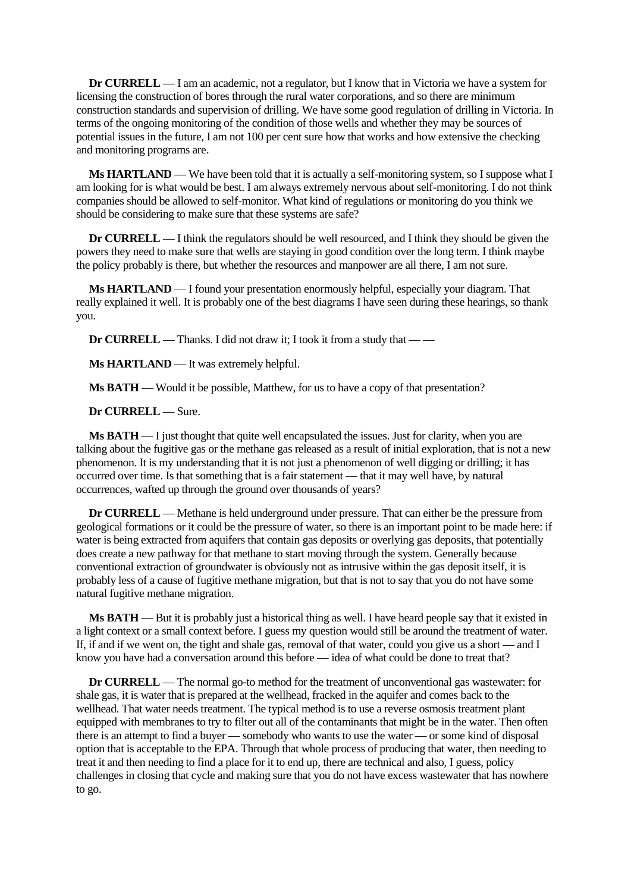**Dr CURRELL** — I am an academic, not a regulator, but I know that in Victoria we have a system for licensing the construction of bores through the rural water corporations, and so there are minimum construction standards and supervision of drilling. We have some good regulation of drilling in Victoria. In terms of the ongoing monitoring of the condition of those wells and whether they may be sources of potential issues in the future, I am not 100 per cent sure how that works and how extensive the checking and monitoring programs are.

**Ms HARTLAND** — We have been told that it is actually a self-monitoring system, so I suppose what I am looking for is what would be best. I am always extremely nervous about self-monitoring. I do not think companies should be allowed to self-monitor. What kind of regulations or monitoring do you think we should be considering to make sure that these systems are safe?

**Dr CURRELL** — I think the regulators should be well resourced, and I think they should be given the powers they need to make sure that wells are staying in good condition over the long term. I think maybe the policy probably is there, but whether the resources and manpower are all there, I am not sure.

**Ms HARTLAND** — I found your presentation enormously helpful, especially your diagram. That really explained it well. It is probably one of the best diagrams I have seen during these hearings, so thank you.

**Dr CURRELL** — Thanks. I did not draw it; I took it from a study that — —

**Ms HARTLAND** — It was extremely helpful.

**Ms BATH** — Would it be possible, Matthew, for us to have a copy of that presentation?

**Dr CURRELL** — Sure.

**Ms BATH** — I just thought that quite well encapsulated the issues. Just for clarity, when you are talking about the fugitive gas or the methane gas released as a result of initial exploration, that is not a new phenomenon. It is my understanding that it is not just a phenomenon of well digging or drilling; it has occurred over time. Is that something that is a fair statement — that it may well have, by natural occurrences, wafted up through the ground over thousands of years?

**Dr CURRELL** — Methane is held underground under pressure. That can either be the pressure from geological formations or it could be the pressure of water, so there is an important point to be made here: if water is being extracted from aquifers that contain gas deposits or overlying gas deposits, that potentially does create a new pathway for that methane to start moving through the system. Generally because conventional extraction of groundwater is obviously not as intrusive within the gas deposit itself, it is probably less of a cause of fugitive methane migration, but that is not to say that you do not have some natural fugitive methane migration.

**Ms BATH** — But it is probably just a historical thing as well. I have heard people say that it existed in a light context or a small context before. I guess my question would still be around the treatment of water. If, if and if we went on, the tight and shale gas, removal of that water, could you give us a short — and I know you have had a conversation around this before — idea of what could be done to treat that?

**Dr CURRELL** — The normal go-to method for the treatment of unconventional gas wastewater: for shale gas, it is water that is prepared at the wellhead, fracked in the aquifer and comes back to the wellhead. That water needs treatment. The typical method is to use a reverse osmosis treatment plant equipped with membranes to try to filter out all of the contaminants that might be in the water. Then often there is an attempt to find a buyer — somebody who wants to use the water — or some kind of disposal option that is acceptable to the EPA. Through that whole process of producing that water, then needing to treat it and then needing to find a place for it to end up, there are technical and also, I guess, policy challenges in closing that cycle and making sure that you do not have excess wastewater that has nowhere to go.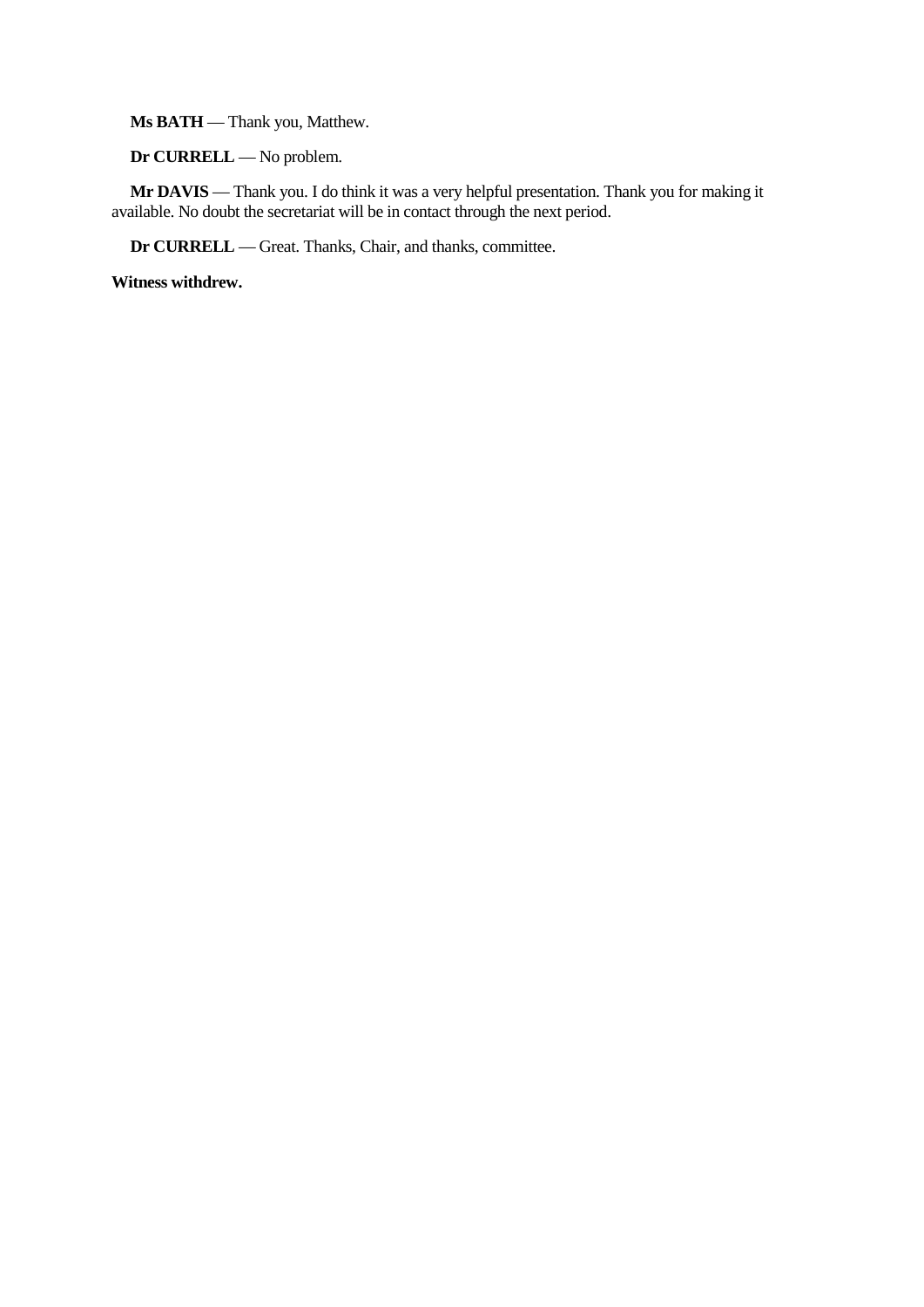**Ms BATH** — Thank you, Matthew.

**Dr CURRELL** — No problem.

**Mr DAVIS** — Thank you. I do think it was a very helpful presentation. Thank you for making it available. No doubt the secretariat will be in contact through the next period.

**Dr CURRELL** — Great. Thanks, Chair, and thanks, committee.

**Witness withdrew.**